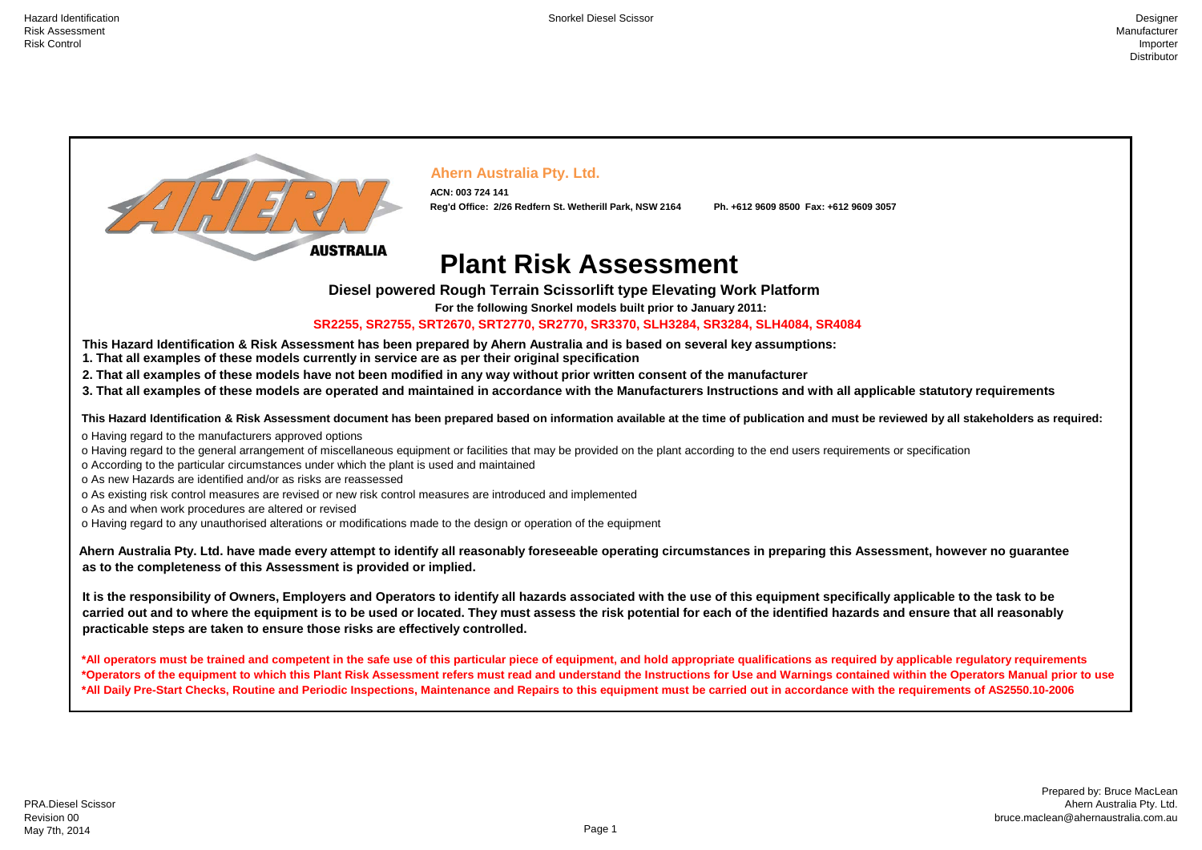**Ahern Australia Pty. Ltd.**

**ACN: 003 724 141**

**Reg'd Office: 2/26 Redfern St. Wetherill Park, NSW 2164 Ph. +612 9609 8500 Fax: +612 9609 3057**

# Plant Risk Assessment

**Diesel powered Rough Terrain Scissorlift type Elevating Work Platform**

**For the following Snorkel models built prior to January 2011:**

**SR2255, SR2755, SRT2670, SRT2770, SR2770, SR3370, SLH3284, SR3284, SLH4084, SR4084**

**This Hazard Identification & Risk Assessment has been prepared by Ahern Australia and is based on several key assumptions:**

1. **That all examples of these models currently in service are as per their original specification**
2. **That all examples of these models have not been modified in any way without prior written consent of the manufacturer**
3. **That all examples of these models are operated and maintained in accordance with the Manufacturers Instructions and with all applicable statutory requirements**

**This Hazard Identification & Risk Assessment document has been prepared based on information available at the time of publication and must be reviewed by all stakeholders as required:**

- Having regard to the manufacturers approved options
- Having regard to the general arrangement of miscellaneous equipment or facilities that may be provided on the plant according to the end users requirements or specification
- According to the particular circumstances under which the plant is used and maintained
- As new Hazards are identified and/or as risks are reassessed
- As existing risk control measures are revised or new risk control measures are introduced and implemented
- As and when work procedures are altered or revised
- Having regard to any unauthorised alterations or modifications made to the design or operation of the equipment

**Ahern Australia Pty. Ltd. have made every attempt to identify all reasonably foreseeable operating circumstances in preparing this Assessment, however no guarantee as to the completeness of this Assessment is provided or implied.**

**It is the responsibility of Owners, Employers and Operators to identify all hazards associated with the use of this equipment specifically applicable to the task to be carried out and to where the equipment is to be used or located. They must assess the risk potential for each of the identified hazards and ensure that all reasonably practicable steps are taken to ensure those risks are effectively controlled.**

**\*All operators must be trained and competent in the safe use of this particular piece of equipment, and hold appropriate qualifications as required by applicable regulatory requirements**
**\*Operators of the equipment to which this Plant Risk Assessment refers must read and understand the Instructions for Use and Warnings contained within the Operators Manual prior to use**
**\*All Daily Pre-Start Checks, Routine and Periodic Inspections, Maintenance and Repairs to this equipment must be carried out in accordance with the requirements of AS2550.10-2006**

PRA.Diesel Scissor
Revision 00
May 7th, 2014

Prepared by: Bruce MacLean
Ahern Australia Pty. Ltd.
bruce.maclean@ahernaustralia.com.au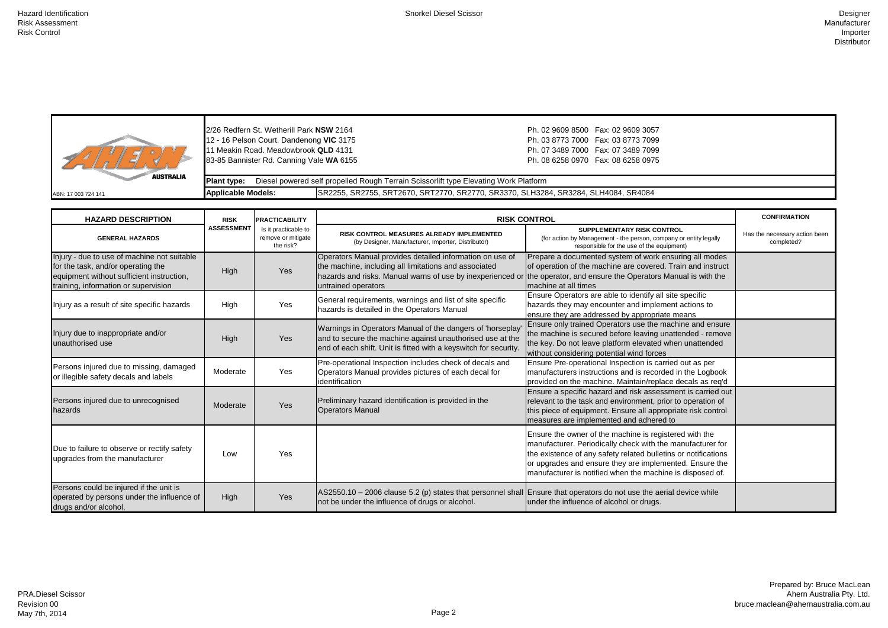**AHERN AUSTRALIA**

ABN: 17 003 724 141

2/26 Redfern St. Wetherill Park **NSW** 2164 — Ph. 02 9609 8500 Fax: 02 9609 3057
12 - 16 Pelson Court. Dandenong **VIC** 3175 — Ph. 03 8773 7000 Fax: 03 8773 7099
11 Meakin Road. Meadowbrook **QLD** 4131 — Ph. 07 3489 7000 Fax: 07 3489 7099
83-85 Bannister Rd. Canning Vale **WA** 6155 — Ph. 08 6258 0970 Fax: 08 6258 0975

**Plant type:** Diesel powered self propelled Rough Terrain Scissorlift type Elevating Work Platform

**Applicable Models:** SR2255, SR2755, SRT2670, SRT2770, SR2770, SR3370, SLH3284, SR3284, SLH4084, SR4084

| **HAZARD DESCRIPTION** | **RISK ASSESSMENT** | **PRACTICABILITY** | **RISK CONTROL** | | **CONFIRMATION** |
|---|---|---|---|---|---|
| **GENERAL HAZARDS** | | Is it practicable to remove or mitigate the risk? | **RISK CONTROL MEASURES ALREADY IMPLEMENTED** (by Designer, Manufacturer, Importer, Distributor) | **SUPPLEMENTARY RISK CONTROL** (for action by Management - the person, company or entity legally responsible for the use of the equipment) | Has the necessary action been completed? |
| Injury - due to use of machine not suitable for the task, and/or operating the equipment without sufficient instruction, training, information or supervision | High | Yes | Operators Manual provides detailed information on use of the machine, including all limitations and associated hazards and risks. Manual warns of use by inexperienced or untrained operators | Prepare a documented system of work ensuring all modes of operation of the machine are covered. Train and instruct the operator, and ensure the Operators Manual is with the machine at all times | |
| Injury as a result of site specific hazards | High | Yes | General requirements, warnings and list of site specific hazards is detailed in the Operators Manual | Ensure Operators are able to identify all site specific hazards they may encounter and implement actions to ensure they are addressed by appropriate means | |
| Injury due to inappropriate and/or unauthorised use | High | Yes | Warnings in Operators Manual of the dangers of 'horseplay' and to secure the machine against unauthorised use at the end of each shift. Unit is fitted with a keyswitch for security. | Ensure only trained Operators use the machine and ensure the machine is secured before leaving unattended - remove the key. Do not leave platform elevated when unattended without considering potential wind forces | |
| Persons injured due to missing, damaged or illegible safety decals and labels | Moderate | Yes | Pre-operational Inspection includes check of decals and Operators Manual provides pictures of each decal for identification | Ensure Pre-operational Inspection is carried out as per manufacturers instructions and is recorded in the Logbook provided on the machine. Maintain/replace decals as req'd | |
| Persons injured due to unrecognised hazards | Moderate | Yes | Preliminary hazard identification is provided in the Operators Manual | Ensure a specific hazard and risk assessment is carried out relevant to the task and environment, prior to operation of this piece of equipment. Ensure all appropriate risk control measures are implemented and adhered to | |
| Due to failure to observe or rectify safety upgrades from the manufacturer | Low | Yes | | Ensure the owner of the machine is registered with the manufacturer. Periodically check with the manufacturer for the existence of any safety related bulletins or notifications or upgrades and ensure they are implemented. Ensure the manufacturer is notified when the machine is disposed of. | |
| Persons could be injured if the unit is operated by persons under the influence of drugs and/or alcohol. | High | Yes | AS2550.10 – 2006 clause 5.2 (p) states that personnel shall not be under the influence of drugs or alcohol. | Ensure that operators do not use the aerial device while under the influence of alcohol or drugs. | |

PRA.Diesel Scissor
Revision 00
May 7th, 2014

Prepared by: Bruce MacLean
Ahern Australia Pty. Ltd.
bruce.maclean@ahernaustralia.com.au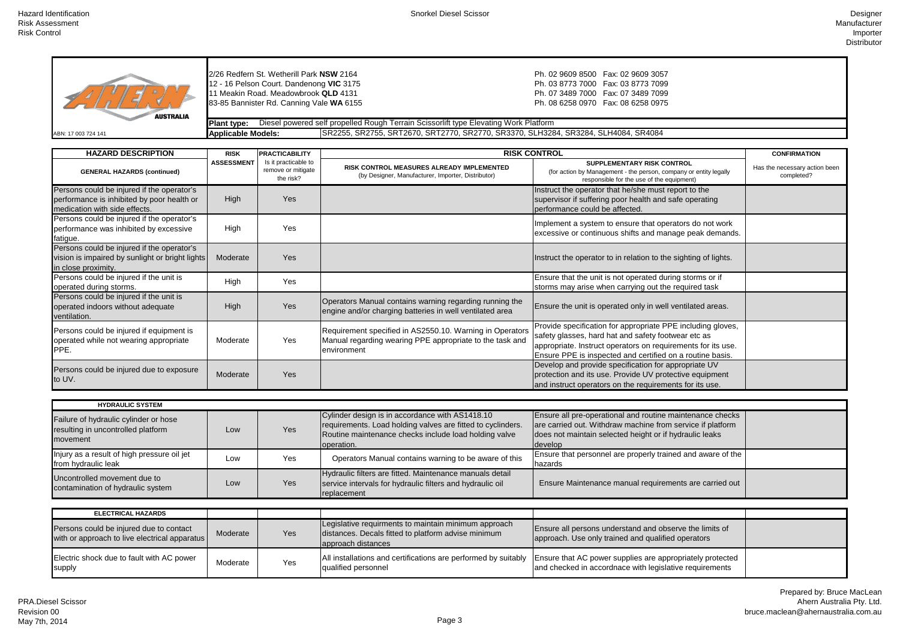Hazard Identification
Risk Assessment
Risk Control

**Snorkel Diesel Scissor**

Designer
Manufacturer
Importer
Distributor

AHERN AUSTRALIA
ABN: 17 003 724 141

2/26 Redfern St. Wetherill Park **NSW** 2164 — Ph. 02 9609 8500 Fax: 02 9609 3057
12 - 16 Pelson Court. Dandenong **VIC** 3175 — Ph. 03 8773 7000 Fax: 03 8773 7099
11 Meakin Road. Meadowbrook **QLD** 4131 — Ph. 07 3489 7000 Fax: 07 3489 7099
83-85 Bannister Rd. Canning Vale **WA** 6155 — Ph. 08 6258 0970 Fax: 08 6258 0975

**Plant type:** Diesel powered self propelled Rough Terrain Scissorlift type Elevating Work Platform
**Applicable Models:** SR2255, SR2755, SRT2670, SRT2770, SR2770, SR3370, SLH3284, SR3284, SLH4084, SR4084

| HAZARD DESCRIPTION | RISK ASSESSMENT | PRACTICABILITY | RISK CONTROL | | CONFIRMATION |
|---|---|---|---|---|---|
| **GENERAL HAZARDS (continued)** | | Is it practicable to remove or mitigate the risk? | **RISK CONTROL MEASURES ALREADY IMPLEMENTED** (by Designer, Manufacturer, Importer, Distributor) | **SUPPLEMENTARY RISK CONTROL** (for action by Management - the person, company or entity legally responsible for the use of the equipment) | Has the necessary action been completed? |
| Persons could be injured if the operator's performance is inhibited by poor health or medication with side effects. | High | Yes | | Instruct the operator that he/she must report to the supervisor if suffering poor health and safe operating performance could be affected. | |
| Persons could be injured if the operator's performance was inhibited by excessive fatigue. | High | Yes | | Implement a system to ensure that operators do not work excessive or continuous shifts and manage peak demands. | |
| Persons could be injured if the operator's vision is impaired by sunlight or bright lights in close proximity. | Moderate | Yes | | Instruct the operator to in relation to the sighting of lights. | |
| Persons could be injured if the unit is operated during storms. | High | Yes | | Ensure that the unit is not operated during storms or if storms may arise when carrying out the required task | |
| Persons could be injured if the unit is operated indoors without adequate ventilation. | High | Yes | Operators Manual contains warning regarding running the engine and/or charging batteries in well ventilated area | Ensure the unit is operated only in well ventilated areas. | |
| Persons could be injured if equipment is operated while not wearing appropriate PPE. | Moderate | Yes | Requirement specified in AS2550.10. Warning in Operators Manual regarding wearing PPE appropriate to the task and environment | Provide specification for appropriate PPE including gloves, safety glasses, hard hat and safety footwear etc as appropriate. Instruct operators on requirements for its use. Ensure PPE is inspected and certified on a routine basis. | |
| Persons could be injured due to exposure to UV. | Moderate | Yes | | Develop and provide specification for appropriate UV protection and its use. Provide UV protective equipment and instruct operators on the requirements for its use. | |
| **HYDRAULIC SYSTEM** | | | | | |
| Failure of hydraulic cylinder or hose resulting in uncontrolled platform movement | Low | Yes | Cylinder design is in accordance with AS1418.10 requirements. Load holding valves are fitted to cyclinders. Routine maintenance checks include load holding valve operation. | Ensure all pre-operational and routine maintenance checks are carried out. Withdraw machine from service if platform does not maintain selected height or if hydraulic leaks develop | |
| Injury as a result of high pressure oil jet from hydraulic leak | Low | Yes | Operators Manual contains warning to be aware of this | Ensure that personnel are properly trained and aware of the hazards | |
| Uncontrolled movement due to contamination of hydraulic system | Low | Yes | Hydraulic filters are fitted. Maintenance manuals detail service intervals for hydraulic filters and hydraulic oil replacement | Ensure Maintenance manual requirements are carried out | |
| **ELECTRICAL HAZARDS** | | | | | |
| Persons could be injured due to contact with or approach to live electrical apparatus | Moderate | Yes | Legislative requirments to maintain minimum approach distances. Decals fitted to platform advise minimum approach distances | Ensure all persons understand and observe the limits of approach. Use only trained and qualified operators | |
| Electric shock due to fault with AC power supply | Moderate | Yes | All installations and certifications are performed by suitably qualified personnel | Ensure that AC power supplies are appropriately protected and checked in accordnace with legislative requirements | |

PRA.Diesel Scissor
Revision 00
May 7th, 2014

Prepared by: Bruce MacLean
Ahern Australia Pty. Ltd.
bruce.maclean@ahernaustralia.com.au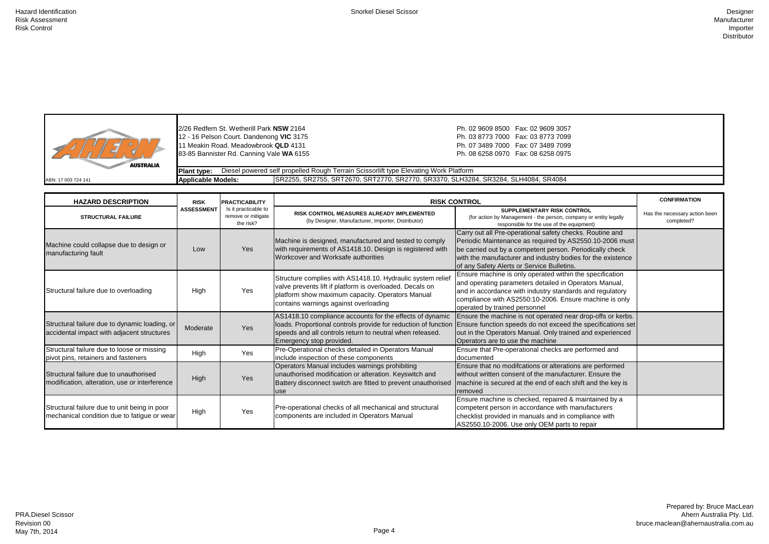AHERN AUSTRALIA

ABN: 17 003 724 141

2/26 Redfern St. Wetherill Park **NSW** 2164 — Ph. 02 9609 8500 Fax: 02 9609 3057
12 - 16 Pelson Court. Dandenong **VIC** 3175 — Ph. 03 8773 7000 Fax: 03 8773 7099
11 Meakin Road. Meadowbrook **QLD** 4131 — Ph. 07 3489 7000 Fax: 07 3489 7099
83-85 Bannister Rd. Canning Vale **WA** 6155 — Ph. 08 6258 0970 Fax: 08 6258 0975

**Plant type:** Diesel powered self propelled Rough Terrain Scissorlift type Elevating Work Platform

**Applicable Models:** SR2255, SR2755, SRT2670, SRT2770, SR2770, SR3370, SLH3284, SR3284, SLH4084, SR4084

| **HAZARD DESCRIPTION** | **RISK ASSESSMENT** | **PRACTICABILITY** | **RISK CONTROL** | | **CONFIRMATION** |
|---|---|---|---|---|---|
| **STRUCTURAL FAILURE** | | Is it practicable to remove or mitigate the risk? | **RISK CONTROL MEASURES ALREADY IMPLEMENTED** (by Designer, Manufacturer, Importer, Distributor) | **SUPPLEMENTARY RISK CONTROL** (for action by Management - the person, company or entity legally responsible for the use of the equipment) | Has the necessary action been completed? |
| Machine could collapse due to design or manufacturing fault | Low | Yes | Machine is designed, manufactured and tested to comply with requirements of AS1418.10. Design is registered with Workcover and Worksafe authorities | Carry out all Pre-operational safety checks. Routine and Periodic Maintenance as required by AS2550.10-2006 must be carried out by a competent person. Periodically check with the manufacturer and industry bodies for the existence of any Safety Alerts or Service Bulletins. | |
| Structural failure due to overloading | High | Yes | Structure complies with AS1418.10. Hydraulic system relief valve prevents lift if platform is overloaded. Decals on platform show maximum capacity. Operators Manual contains warnings against overloading | Ensure machine is only operated within the specification and operating parameters detailed in Operators Manual, and in accordance with industry standards and regulatory compliance with AS2550:10-2006. Ensure machine is only operated by trained personnel | |
| Structural failure due to dynamic loading, or accidental impact with adjacent structures | Moderate | Yes | AS1418.10 compliance accounts for the effects of dynamic loads. Proportional controls provide for reduction of function speeds and all controls return to neutral when released. Emergency stop provided. | Ensure the machine is not operated near drop-offs or kerbs. Ensure function speeds do not exceed the specifications set out in the Operators Manual. Only trained and experienced Operators are to use the machine | |
| Structural failure due to loose or missing pivot pins, retainers and fasteners | High | Yes | Pre-Operational checks detailed in Operators Manual include inspection of these components | Ensure that Pre-operational checks are performed and documented | |
| Structural failure due to unauthorised modification, alteration, use or interference | High | Yes | Operators Manual includes warnings prohibiting unauthorised modification or alteration. Keyswitch and Battery disconnect switch are fitted to prevent unauthorised use | Ensure that no modifcations or alterations are performed without written consent of the manufacturer. Ensure the machine is secured at the end of each shift and the key is removed | |
| Structural failure due to unit being in poor mechanical condition due to fatigue or wear | High | Yes | Pre-operational checks of all mechanical and structural components are included in Operators Manual | Ensure machine is checked, repaired & maintained by a competent person in accordance with manufacturers checklist provided in manuals and in compliance with AS2550.10-2006. Use only OEM parts to repair | |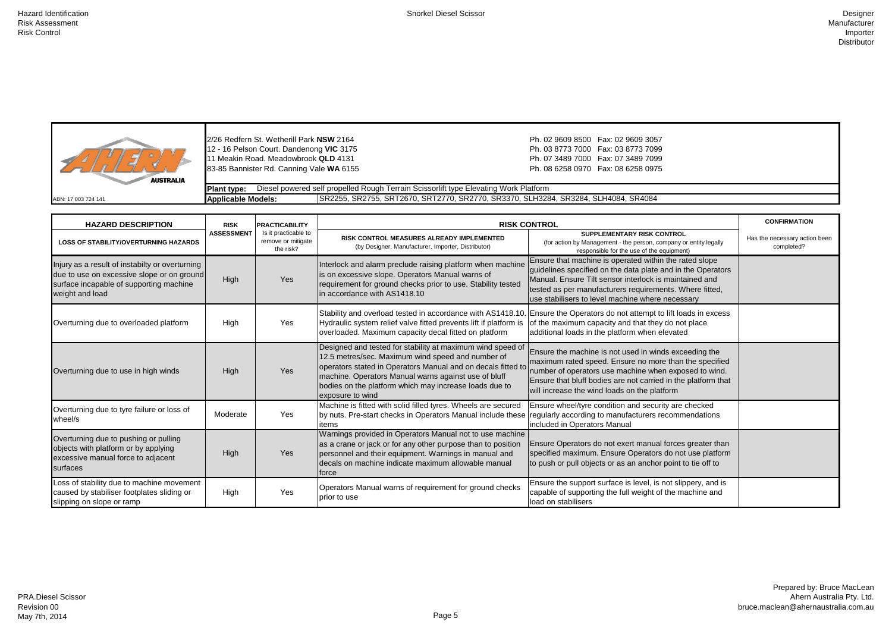| | |
|---|---|
| **AHERN AUSTRALIA** ABN: 17 003 724 141 | 2/26 Redfern St. Wetherill Park **NSW** 2164 — Ph. 02 9609 8500 Fax: 02 9609 3057<br>12 - 16 Pelson Court. Dandenong **VIC** 3175 — Ph. 03 8773 7000 Fax: 03 8773 7099<br>11 Meakin Road. Meadowbrook **QLD** 4131 — Ph. 07 3489 7000 Fax: 07 3489 7099<br>83-85 Bannister Rd. Canning Vale **WA** 6155 — Ph. 08 6258 0970 Fax: 08 6258 0975 |
| **Plant type:** | Diesel powered self propelled Rough Terrain Scissorlift type Elevating Work Platform |
| **Applicable Models:** | SR2255, SR2755, SRT2670, SR2770, SR3370, SLH3284, SR3284, SLH4084, SR4084 |

| **HAZARD DESCRIPTION** | **RISK ASSESSMENT** | **PRACTICABILITY** | **RISK CONTROL** | | **CONFIRMATION** |
|---|---|---|---|---|---|
| **LOSS OF STABILITY/OVERTURNING HAZARDS** | | Is it practicable to remove or mitigate the risk? | **RISK CONTROL MEASURES ALREADY IMPLEMENTED** (by Designer, Manufacturer, Importer, Distributor) | **SUPPLEMENTARY RISK CONTROL** (for action by Management - the person, company or entity legally responsible for the use of the equipment) | Has the necessary action been completed? |
| Injury as a result of instabilty or overturning due to use on excessive slope or on ground surface incapable of supporting machine weight and load | High | Yes | Interlock and alarm preclude raising platform when machine is on excessive slope. Operators Manual warns of requirement for ground checks prior to use. Stability tested in accordance with AS1418.10 | Ensure that machine is operated within the rated slope guidelines specified on the data plate and in the Operators Manual. Ensure Tilt sensor interlock is maintained and tested as per manufacturers requirements. Where fitted, use stabilisers to level machine where necessary | |
| Overturning due to overloaded platform | High | Yes | Stability and overload tested in accordance with AS1418.10. Hydraulic system relief valve fitted prevents lift if platform is overloaded. Maximum capacity decal fitted on platform | Ensure the Operators do not attempt to lift loads in excess of the maximum capacity and that they do not place additional loads in the platform when elevated | |
| Overturning due to use in high winds | High | Yes | Designed and tested for stability at maximum wind speed of 12.5 metres/sec. Maximum wind speed and number of operators stated in Operators Manual and on decals fitted to machine. Operators Manual warns against use of bluff bodies on the platform which may increase loads due to exposure to wind | Ensure the machine is not used in winds exceeding the maximum rated speed. Ensure no more than the specified number of operators use machine when exposed to wind. Ensure that bluff bodies are not carried in the platform that will increase the wind loads on the platform | |
| Overturning due to tyre failure or loss of wheel/s | Moderate | Yes | Machine is fitted with solid filled tyres. Wheels are secured by nuts. Pre-start checks in Operators Manual include these items | Ensure wheel/tyre condition and security are checked regularly according to manufacturers recommendations included in Operators Manual | |
| Overturning due to pushing or pulling objects with platform or by applying excessive manual force to adjacent surfaces | High | Yes | Warnings provided in Operators Manual not to use machine as a crane or jack or for any other purpose than to position personnel and their equipment. Warnings in manual and decals on machine indicate maximum allowable manual force | Ensure Operators do not exert manual forces greater than specified maximum. Ensure Operators do not use platform to push or pull objects or as an anchor point to tie off to | |
| Loss of stability due to machine movement caused by stabiliser footplates sliding or slipping on slope or ramp | High | Yes | Operators Manual warns of requirement for ground checks prior to use | Ensure the support surface is level, is not slippery, and is capable of supporting the full weight of the machine and load on stabilisers | |

PRA.Diesel Scissor
Revision 00
May 7th, 2014

Prepared by: Bruce MacLean
Ahern Australia Pty. Ltd.
bruce.maclean@ahernaustralia.com.au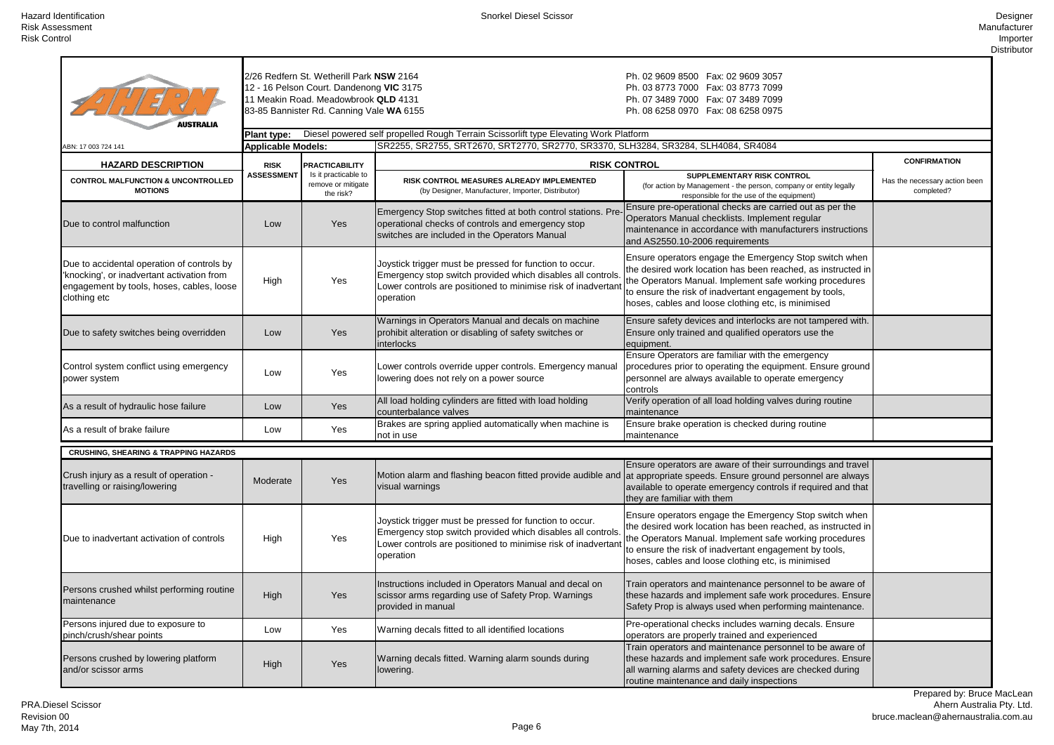Hazard Identification
Risk Assessment
Risk Control

Snorkel Diesel Scissor

Designer
Manufacturer
Importer
Distributor

AHERN AUSTRALIA

ABN: 17 003 724 141

2/26 Redfern St. Wetherill Park **NSW** 2164 — Ph. 02 9609 8500 Fax: 02 9609 3057
12 - 16 Pelson Court. Dandenong **VIC** 3175 — Ph. 03 8773 7000 Fax: 03 8773 7099
11 Meakin Road. Meadowbrook **QLD** 4131 — Ph. 07 3489 7000 Fax: 07 3489 7099
83-85 Bannister Rd. Canning Vale **WA** 6155 — Ph. 08 6258 0970 Fax: 08 6258 0975

**Plant type:** Diesel powered self propelled Rough Terrain Scissorlift type Elevating Work Platform

**Applicable Models:** SR2255, SR2755, SRT2670, SRT2770, SR2770, SR3370, SLH3284, SR3284, SLH4084, SR4084

| HAZARD DESCRIPTION | RISK ASSESSMENT | PRACTICABILITY Is it practicable to remove or mitigate the risk? | RISK CONTROL: RISK CONTROL MEASURES ALREADY IMPLEMENTED (by Designer, Manufacturer, Importer, Distributor) | RISK CONTROL: SUPPLEMENTARY RISK CONTROL (for action by Management - the person, company or entity legally responsible for the use of the equipment) | CONFIRMATION: Has the necessary action been completed? |
|---|---|---|---|---|---|
| **CONTROL MALFUNCTION & UNCONTROLLED MOTIONS** | | | | | |
| Due to control malfunction | Low | Yes | Emergency Stop switches fitted at both control stations. Pre-operational checks of controls and emergency stop switches are included in the Operators Manual | Ensure pre-operational checks are carried out as per the Operators Manual checklists. Implement regular maintenance in accordance with manufacturers instructions and AS2550.10-2006 requirements | |
| Due to accidental operation of controls by 'knocking', or inadvertant activation from engagement by tools, hoses, cables, loose clothing etc | High | Yes | Joystick trigger must be pressed for function to occur. Emergency stop switch provided which disables all controls. Lower controls are positioned to minimise risk of inadvertant operation | Ensure operators engage the Emergency Stop switch when the desired work location has been reached, as instructed in the Operators Manual. Implement safe working procedures to ensure the risk of inadvertant engagement by tools, hoses, cables and loose clothing etc, is minimised | |
| Due to safety switches being overridden | Low | Yes | Warnings in Operators Manual and decals on machine prohibit alteration or disabling of safety switches or interlocks | Ensure safety devices and interlocks are not tampered with. Ensure only trained and qualified operators use the equipment. | |
| Control system conflict using emergency power system | Low | Yes | Lower controls override upper controls. Emergency manual lowering does not rely on a power source | Ensure Operators are familiar with the emergency procedures prior to operating the equipment. Ensure ground personnel are always available to operate emergency controls | |
| As a result of hydraulic hose failure | Low | Yes | All load holding cylinders are fitted with load holding counterbalance valves | Verify operation of all load holding valves during routine maintenance | |
| As a result of brake failure | Low | Yes | Brakes are spring applied automatically when machine is not in use | Ensure brake operation is checked during routine maintenance | |
| **CRUSHING, SHEARING & TRAPPING HAZARDS** | | | | | |
| Crush injury as a result of operation - travelling or raising/lowering | Moderate | Yes | Motion alarm and flashing beacon fitted provide audible and visual warnings | Ensure operators are aware of their surroundings and travel at appropriate speeds. Ensure ground personnel are always available to operate emergency controls if required and that they are familiar with them | |
| Due to inadvertant activation of controls | High | Yes | Joystick trigger must be pressed for function to occur. Emergency stop switch provided which disables all controls. Lower controls are positioned to minimise risk of inadvertant operation | Ensure operators engage the Emergency Stop switch when the desired work location has been reached, as instructed in the Operators Manual. Implement safe working procedures to ensure the risk of inadvertant engagement by tools, hoses, cables and loose clothing etc, is minimised | |
| Persons crushed whilst performing routine maintenance | High | Yes | Instructions included in Operators Manual and decal on scissor arms regarding use of Safety Prop. Warnings provided in manual | Train operators and maintenance personnel to be aware of these hazards and implement safe work procedures. Ensure Safety Prop is always used when performing maintenance. | |
| Persons injured due to exposure to pinch/crush/shear points | Low | Yes | Warning decals fitted to all identified locations | Pre-operational checks includes warning decals. Ensure operators are properly trained and experienced | |
| Persons crushed by lowering platform and/or scissor arms | High | Yes | Warning decals fitted. Warning alarm sounds during lowering. | Train operators and maintenance personnel to be aware of these hazards and implement safe work procedures. Ensure all warning alarms and safety devices are checked during routine maintenance and daily inspections | |

PRA.Diesel Scissor
Revision 00
May 7th, 2014

Prepared by: Bruce MacLean
Ahern Australia Pty. Ltd.
bruce.maclean@ahernaustralia.com.au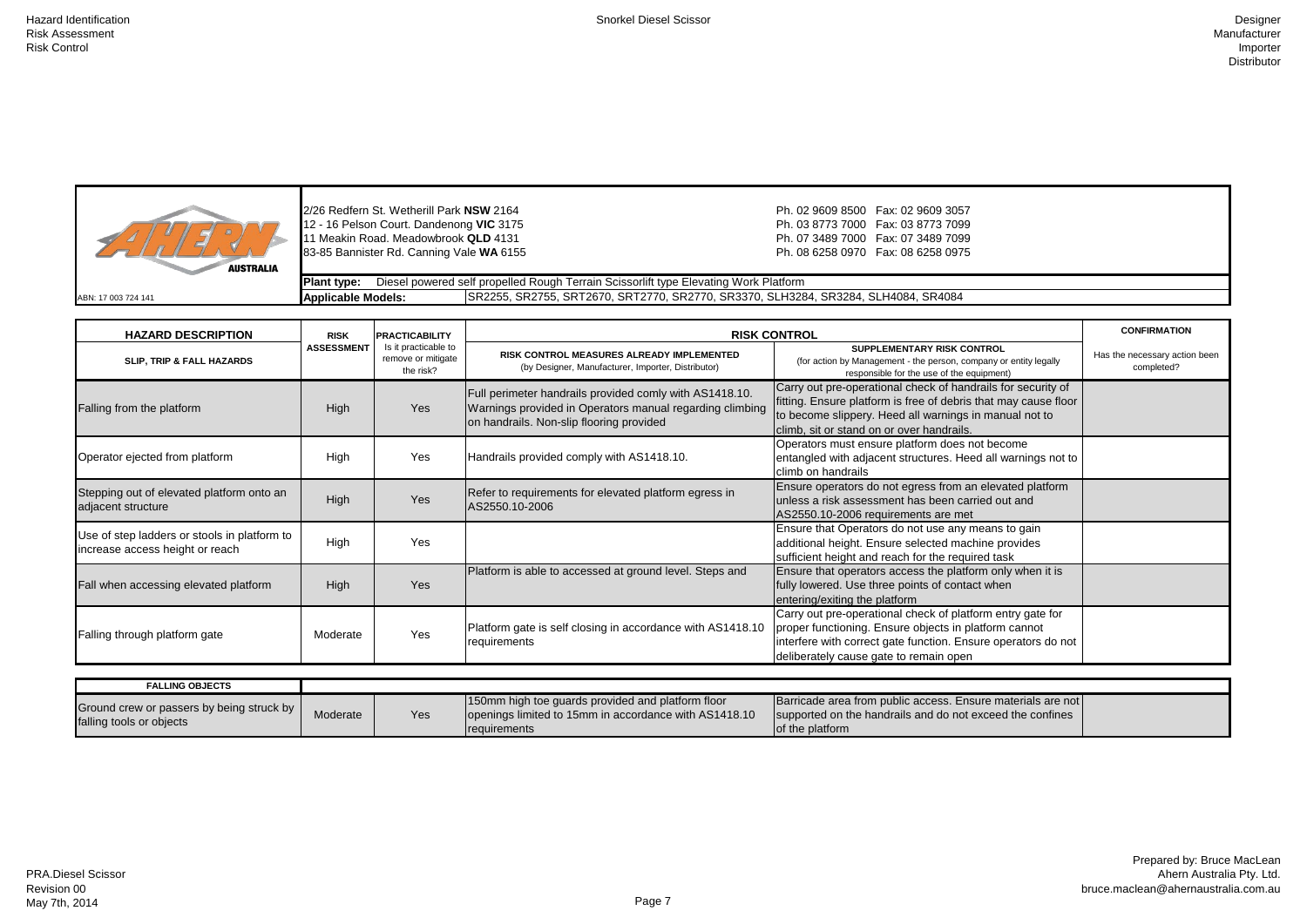| | | |
|---|---|---|
| AHERN AUSTRALIA | 2/26 Redfern St. Wetherill Park **NSW** 2164<br>12 - 16 Pelson Court. Dandenong **VIC** 3175<br>11 Meakin Road. Meadowbrook **QLD** 4131<br>83-85 Bannister Rd. Canning Vale **WA** 6155 | Ph. 02 9609 8500 Fax: 02 9609 3057<br>Ph. 03 8773 7000 Fax: 03 8773 7099<br>Ph. 07 3489 7000 Fax: 07 3489 7099<br>Ph. 08 6258 0970 Fax: 08 6258 0975 |
| ABN: 17 003 724 141 | **Plant type:** Diesel powered self propelled Rough Terrain Scissorlift type Elevating Work Platform | |
| | **Applicable Models:** SR2255, SR2755, SRT2670, SRT2770, SR2770, SR3370, SLH3284, SR3284, SLH4084, SR4084 | |

| HAZARD DESCRIPTION | RISK ASSESSMENT | PRACTICABILITY | RISK CONTROL | | CONFIRMATION |
|---|---|---|---|---|---|
| **SLIP, TRIP & FALL HAZARDS** | | Is it practicable to remove or mitigate the risk? | **RISK CONTROL MEASURES ALREADY IMPLEMENTED** (by Designer, Manufacturer, Importer, Distributor) | **SUPPLEMENTARY RISK CONTROL** (for action by Management - the person, company or entity legally responsible for the use of the equipment) | Has the necessary action been completed? |
| Falling from the platform | High | Yes | Full perimeter handrails provided comly with AS1418.10. Warnings provided in Operators manual regarding climbing on handrails. Non-slip flooring provided | Carry out pre-operational check of handrails for security of fitting. Ensure platform is free of debris that may cause floor to become slippery. Heed all warnings in manual not to climb, sit or stand on or over handrails. | |
| Operator ejected from platform | High | Yes | Handrails provided comply with AS1418.10. | Operators must ensure platform does not become entangled with adjacent structures. Heed all warnings not to climb on handrails | |
| Stepping out of elevated platform onto an adjacent structure | High | Yes | Refer to requirements for elevated platform egress in AS2550.10-2006 | Ensure operators do not egress from an elevated platform unless a risk assessment has been carried out and AS2550.10-2006 requirements are met | |
| Use of step ladders or stools in platform to increase access height or reach | High | Yes | | Ensure that Operators do not use any means to gain additional height. Ensure selected machine provides sufficient height and reach for the required task | |
| Fall when accessing elevated platform | High | Yes | Platform is able to accessed at ground level. Steps and | Ensure that operators access the platform only when it is fully lowered. Use three points of contact when entering/exiting the platform | |
| Falling through platform gate | Moderate | Yes | Platform gate is self closing in accordance with AS1418.10 requirements | Carry out pre-operational check of platform entry gate for proper functioning. Ensure objects in platform cannot interfere with correct gate function. Ensure operators do not deliberately cause gate to remain open | |
| **FALLING OBJECTS** | | | | | |
| Ground crew or passers by being struck by falling tools or objects | Moderate | Yes | 150mm high toe guards provided and platform floor openings limited to 15mm in accordance with AS1418.10 requirements | Barricade area from public access. Ensure materials are not supported on the handrails and do not exceed the confines of the platform | |

PRA.Diesel Scissor
Revision 00
May 7th, 2014

Prepared by: Bruce MacLean
Ahern Australia Pty. Ltd.
bruce.maclean@ahernaustralia.com.au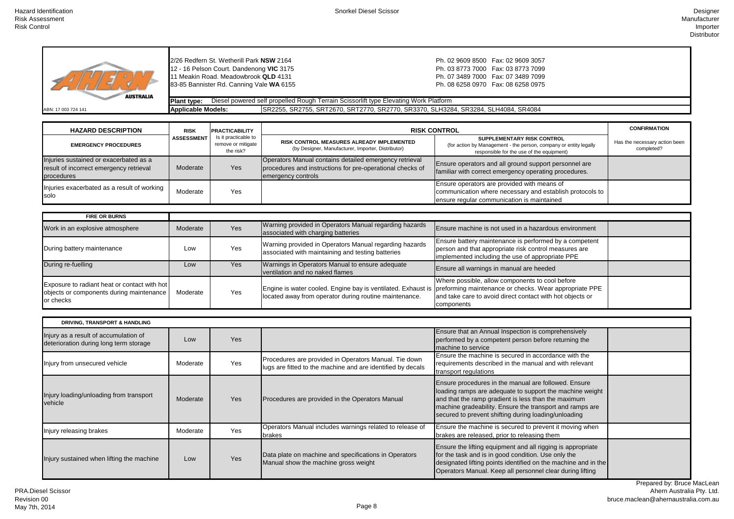2/26 Redfern St. Wetherill Park **NSW** 2164 — Ph. 02 9609 8500 Fax: 02 9609 3057
12 - 16 Pelson Court. Dandenong **VIC** 3175 — Ph. 03 8773 7000 Fax: 03 8773 7099
11 Meakin Road. Meadowbrook **QLD** 4131 — Ph. 07 3489 7000 Fax: 07 3489 7099
83-85 Bannister Rd. Canning Vale **WA** 6155 — Ph. 08 6258 0970 Fax: 08 6258 0975

AHERN AUSTRALIA
ABN: 17 003 724 141

**Plant type:** Diesel powered self propelled Rough Terrain Scissorlift type Elevating Work Platform
**Applicable Models:** SR2255, SR2755, SRT2670, SRT2770, SR2770, SR3370, SLH3284, SR3284, SLH4084, SR4084

| HAZARD DESCRIPTION | RISK ASSESSMENT | PRACTICABILITY Is it practicable to remove or mitigate the risk? | RISK CONTROL MEASURES ALREADY IMPLEMENTED (by Designer, Manufacturer, Importer, Distributor) | SUPPLEMENTARY RISK CONTROL (for action by Management - the person, company or entity legally responsible for the use of the equipment) | CONFIRMATION Has the necessary action been completed? |
|---|---|---|---|---|---|
| **EMERGENCY PROCEDURES** | | | | | |
| Injuries sustained or exacerbated as a result of incorrect emergency retrieval procedures | Moderate | Yes | Operators Manual contains detailed emergency retrieval procedures and instructions for pre-operational checks of emergency controls | Ensure operators and all ground support personnel are familiar with correct emergency operating procedures. | |
| Injuries exacerbated as a result of working solo | Moderate | Yes | | Ensure operators are provided with means of communication where necessary and establish protocols to ensure regular communication is maintained | |
| **FIRE OR BURNS** | | | | | |
| Work in an explosive atmosphere | Moderate | Yes | Warning provided in Operators Manual regarding hazards associated with charging batteries | Ensure machine is not used in a hazardous environment | |
| During battery maintenance | Low | Yes | Warning provided in Operators Manual regarding hazards associated with maintaining and testing batteries | Ensure battery maintenance is performed by a competent person and that appropriate risk control measures are implemented including the use of appropriate PPE | |
| During re-fuelling | Low | Yes | Warnings in Operators Manual to ensure adequate ventilation and no naked flames | Ensure all warnings in manual are heeded | |
| Exposure to radiant heat or contact with hot objects or components during maintenance or checks | Moderate | Yes | Engine is water cooled. Engine bay is ventilated. Exhaust is located away from operator during routine maintenance. | Where possible, allow components to cool before preforming maintenance or checks. Wear appropriate PPE and take care to avoid direct contact with hot objects or components | |
| **DRIVING, TRANSPORT & HANDLING** | | | | | |
| Injury as a result of accumulation of deterioration during long term storage | Low | Yes | | Ensure that an Annual Inspection is comprehensively performed by a competent person before returning the machine to service | |
| Injury from unsecured vehicle | Moderate | Yes | Procedures are provided in Operators Manual. Tie down lugs are fitted to the machine and are identified by decals | Ensure the machine is secured in accordance with the requirements described in the manual and with relevant transport regulations | |
| Injury loading/unloading from transport vehicle | Moderate | Yes | Procedures are provided in the Operators Manual | Ensure procedures in the manual are followed. Ensure loading ramps are adequate to support the machine weight and that the ramp gradient is less than the maximum machine gradeability. Ensure the transport and ramps are secured to prevent shifting during loading/unloading | |
| Injury releasing brakes | Moderate | Yes | Operators Manual includes warnings related to release of brakes | Ensure the machine is secured to prevent it moving when brakes are released, prior to releasing them | |
| Injury sustained when lifting the machine | Low | Yes | Data plate on machine and specifications in Operators Manual show the machine gross weight | Ensure the lifting equipment and all rigging is appropriate for the task and is in good condition. Use only the designated lifting points identified on the machine and in the Operators Manual. Keep all personnel clear during lifting | |

Prepared by: Bruce MacLean
Ahern Australia Pty. Ltd.
bruce.maclean@ahernaustralia.com.au